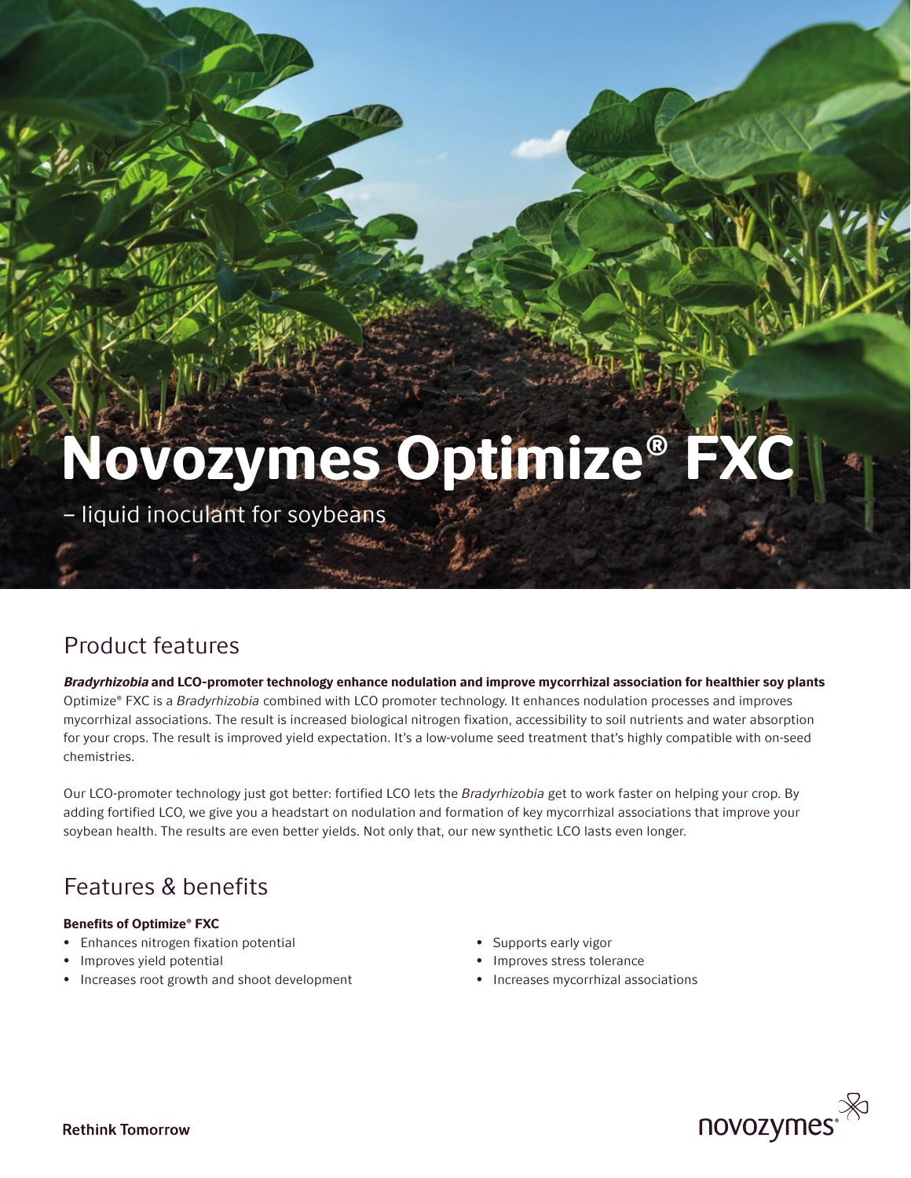# Novozymes Optimize® FXC

– liquid inoculant for soybeans

## Product features

***Bradyrhizobia*** **and LCO-promoter technology enhance nodulation and improve mycorrhizal association for healthier soy plants**

Optimize® FXC is a *Bradyrhizobia* combined with LCO promoter technology. It enhances nodulation processes and improves mycorrhizal associations. The result is increased biological nitrogen fixation, accessibility to soil nutrients and water absorption for your crops. The result is improved yield expectation. It's a low-volume seed treatment that's highly compatible with on-seed chemistries.

Our LCO-promoter technology just got better: fortified LCO lets the *Bradyrhizobia* get to work faster on helping your crop. By adding fortified LCO, we give you a headstart on nodulation and formation of key mycorrhizal associations that improve your soybean health. The results are even better yields. Not only that, our new synthetic LCO lasts even longer.

## Features & benefits

**Benefits of Optimize® FXC**

- Enhances nitrogen fixation potential
- Improves yield potential
- Increases root growth and shoot development
- Supports early vigor
- Improves stress tolerance
- Increases mycorrhizal associations

Rethink Tomorrow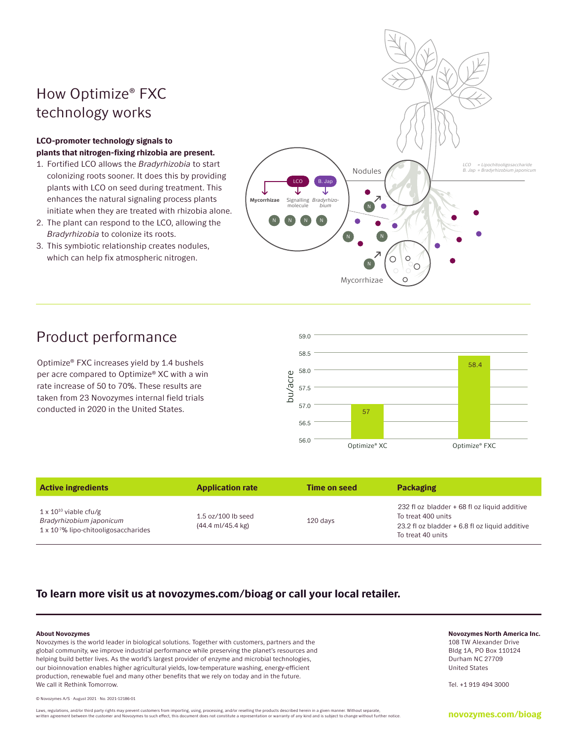## How Optimize® FXC technology works

**LCO-promoter technology signals to plants that nitrogen-fixing rhizobia are present.**

1. Fortified LCO allows the *Bradyrhizobia* to start colonizing roots sooner. It does this by providing plants with LCO on seed during treatment. This enhances the natural signaling process plants initiate when they are treated with rhizobia alone.
2. The plant can respond to the LCO, allowing the *Bradyrhizobia* to colonize its roots.
3. This symbiotic relationship creates nodules, which can help fix atmospheric nitrogen.

Nodules

LCO

B. Jap

Mycorrhizae

Signalling molecule

*Bradyrhizobium*

N

Mycorrhizae

*LCO = Lipochitooligosaccharide*
*B. Jap = Bradyrhizobium japonicum*

## Product performance

Optimize® FXC increases yield by 1.4 bushels per acre compared to Optimize® XC with a win rate increase of 50 to 70%. These results are taken from 23 Novozymes internal field trials conducted in 2020 in the United States.

bu/acre

59.0
58.5
58.0
57.5
57.0
56.5
56.0

57
58.4

Optimize® XC
Optimize® FXC

| Active ingredients | Application rate | Time on seed | Packaging |
|---|---|---|---|
| $1 \times 10^{10}$ viable cfu/g *Bradyrhizobium japonicum* $1 \times 10^{-7}$% lipo-chitooligosaccharides | 1.5 oz/100 lb seed (44.4 ml/45.4 kg) | 120 days | 232 fl oz bladder + 68 fl oz liquid additive To treat 400 units 23.2 fl oz bladder + 6.8 fl oz liquid additive To treat 40 units |

**To learn more visit us at novozymes.com/bioag or call your local retailer.**

**About Novozymes**
Novozymes is the world leader in biological solutions. Together with customers, partners and the global community, we improve industrial performance while preserving the planet's resources and helping build better lives. As the world's largest provider of enzyme and microbial technologies, our bioinnovation enables higher agricultural yields, low-temperature washing, energy-efficient production, renewable fuel and many other benefits that we rely on today and in the future. We call it Rethink Tomorrow.

**Novozymes North America Inc.**
108 TW Alexander Drive
Bldg 1A, PO Box 110124
Durham NC 27709
United States

Tel. +1 919 494 3000

© Novozymes A/S · August 2021 · No. 2021-12186-01

Laws, regulations, and/or third party rights may prevent customers from importing, using, processing, and/or reselling the products described herein in a given manner. Without separate, written agreement between the customer and Novozymes to such effect, this document does not constitute a representation or warranty of any kind and is subject to change without further notice.

**novozymes.com/bioag**